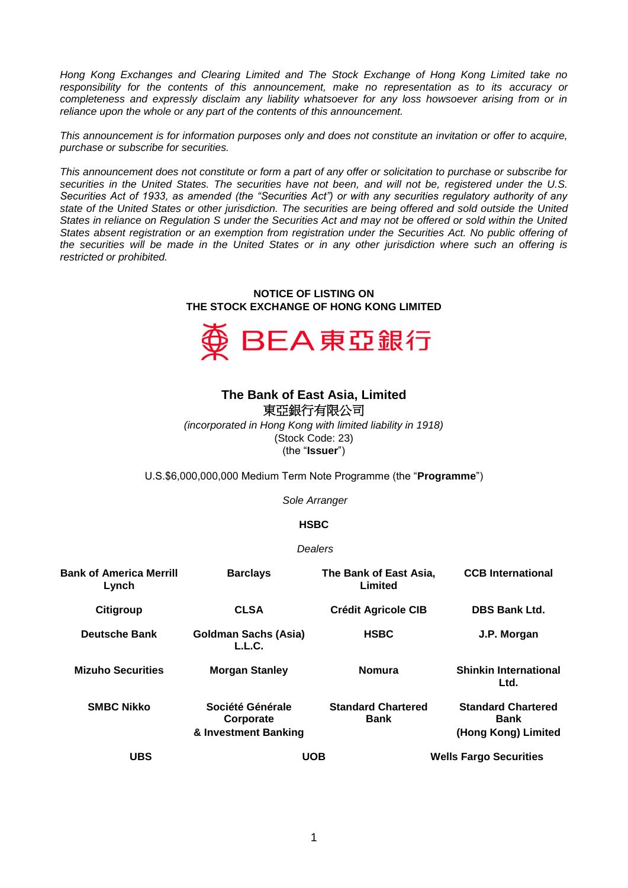*Hong Kong Exchanges and Clearing Limited and The Stock Exchange of Hong Kong Limited take no responsibility for the contents of this announcement, make no representation as to its accuracy or completeness and expressly disclaim any liability whatsoever for any loss howsoever arising from or in reliance upon the whole or any part of the contents of this announcement.*

*This announcement is for information purposes only and does not constitute an invitation or offer to acquire, purchase or subscribe for securities.*

*This announcement does not constitute or form a part of any offer or solicitation to purchase or subscribe for securities in the United States. The securities have not been, and will not be, registered under the U.S. Securities Act of 1933, as amended (the "Securities Act") or with any securities regulatory authority of any state of the United States or other jurisdiction. The securities are being offered and sold outside the United States in reliance on Regulation S under the Securities Act and may not be offered or sold within the United States absent registration or an exemption from registration under the Securities Act. No public offering of the securities will be made in the United States or in any other jurisdiction where such an offering is restricted or prohibited.*

**NOTICE OF LISTING ON THE STOCK EXCHANGE OF HONG KONG LIMITED**

BEA 東亞銀行

**The Bank of East Asia, Limited**

東亞銀行有限公司

*(incorporated in Hong Kong with limited liability in 1918)*

(Stock Code: 23)

(the "**Issuer**")

U.S.$6,000,000,000 Medium Term Note Programme (the "**Programme**")

*Sole Arranger*

**HSBC**

*Dealers*

| | | | |
|---|---|---|---|
| **Bank of America Merrill Lynch** | **Barclays** | **The Bank of East Asia, Limited** | **CCB International** |
| **Citigroup** | **CLSA** | **Crédit Agricole CIB** | **DBS Bank Ltd.** |
| **Deutsche Bank** | **Goldman Sachs (Asia) L.L.C.** | **HSBC** | **J.P. Morgan** |
| **Mizuho Securities** | **Morgan Stanley** | **Nomura** | **Shinkin International Ltd.** |
| **SMBC Nikko** | **Société Générale Corporate & Investment Banking** | **Standard Chartered Bank** | **Standard Chartered Bank (Hong Kong) Limited** |
| **UBS** | **UOB** | **Wells Fargo Securities** | |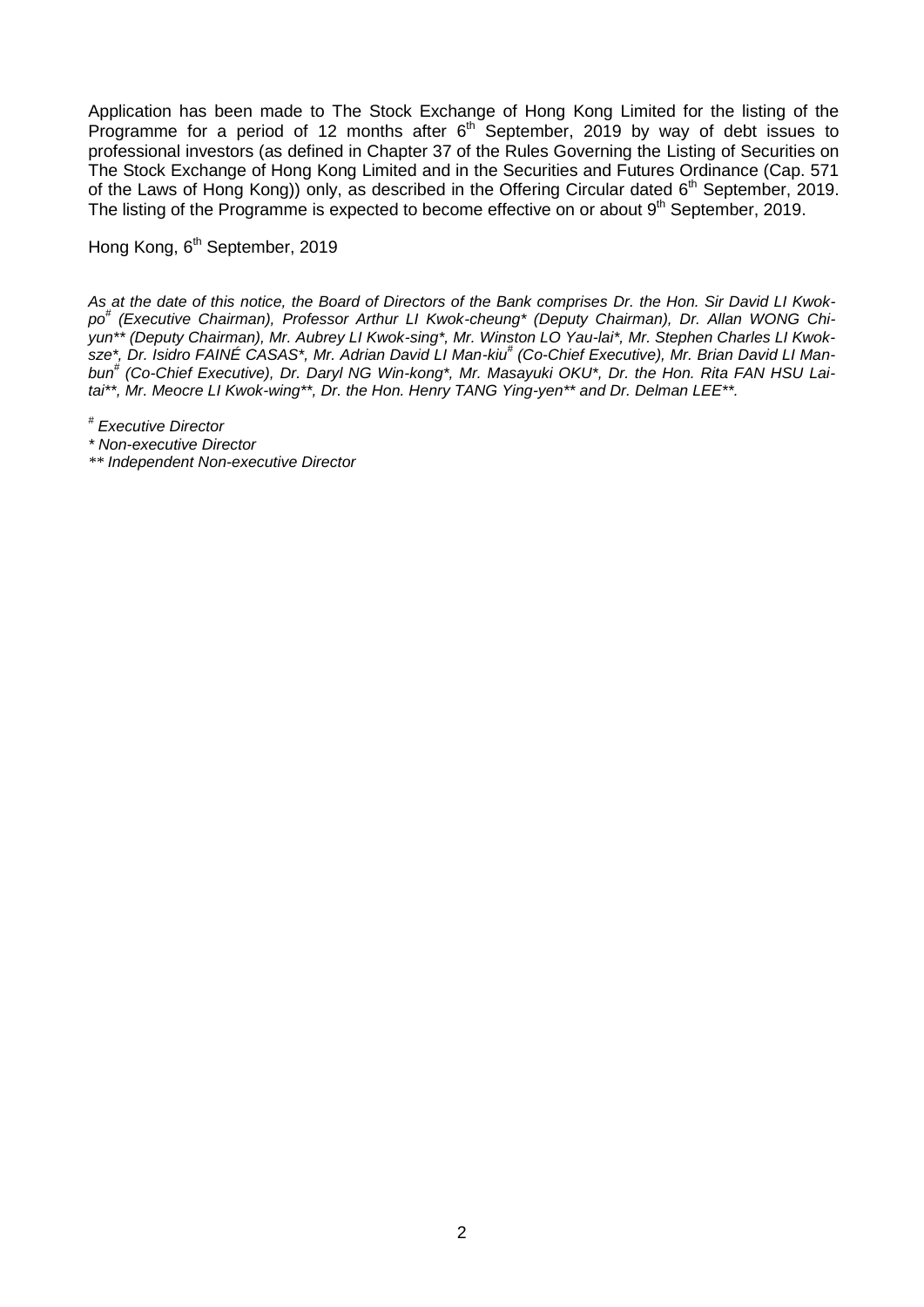Application has been made to The Stock Exchange of Hong Kong Limited for the listing of the Programme for a period of 12 months after 6th September, 2019 by way of debt issues to professional investors (as defined in Chapter 37 of the Rules Governing the Listing of Securities on The Stock Exchange of Hong Kong Limited and in the Securities and Futures Ordinance (Cap. 571 of the Laws of Hong Kong)) only, as described in the Offering Circular dated 6th September, 2019. The listing of the Programme is expected to become effective on or about 9th September, 2019.

Hong Kong, 6th September, 2019

*As at the date of this notice, the Board of Directors of the Bank comprises Dr. the Hon. Sir David LI Kwok-po# (Executive Chairman), Professor Arthur LI Kwok-cheung* (Deputy Chairman), Dr. Allan WONG Chi-yun** (Deputy Chairman), Mr. Aubrey LI Kwok-sing*, Mr. Winston LO Yau-lai*, Mr. Stephen Charles LI Kwok-sze*, Dr. Isidro FAINÉ CASAS*, Mr. Adrian David LI Man-kiu# (Co-Chief Executive), Mr. Brian David LI Man-bun# (Co-Chief Executive), Dr. Daryl NG Win-kong*, Mr. Masayuki OKU*, Dr. the Hon. Rita FAN HSU Lai-tai**, Mr. Meocre LI Kwok-wing**, Dr. the Hon. Henry TANG Ying-yen** and Dr. Delman LEE**.*

*# Executive Director*

*\* Non-executive Director*

*\*\* Independent Non-executive Director*